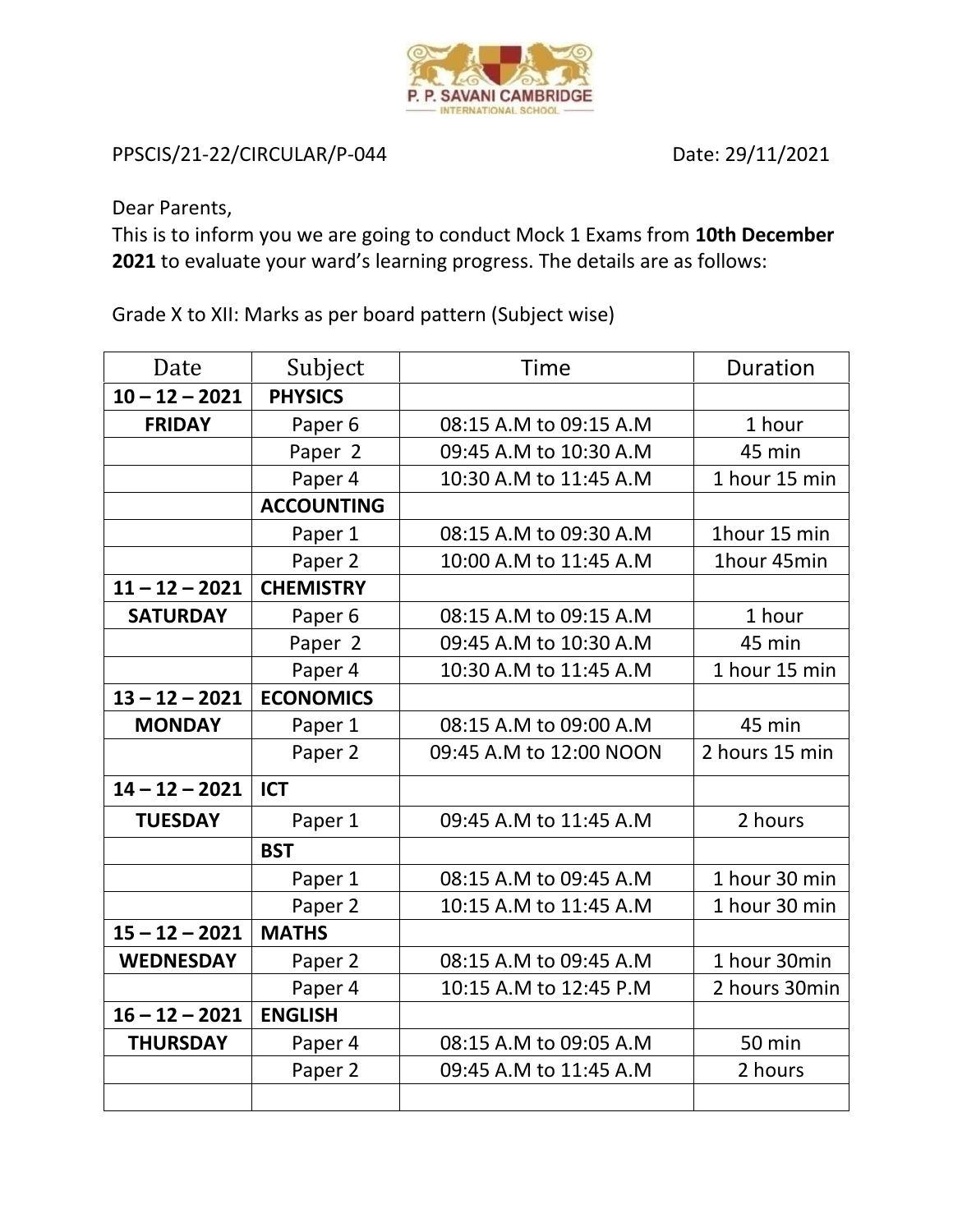P. P. SAVANI CAMBRIDGE
INTERNATIONAL SCHOOL

PPSCIS/21-22/CIRCULAR/P-044 Date: 29/11/2021

Dear Parents,
This is to inform you we are going to conduct Mock 1 Exams from **10th December 2021** to evaluate your ward's learning progress. The details are as follows:

Grade X to XII: Marks as per board pattern (Subject wise)

| Date | Subject | Time | Duration |
|---|---|---|---|
| **10 – 12 – 2021** | **PHYSICS** | | |
| **FRIDAY** | Paper 6 | 08:15 A.M to 09:15 A.M | 1 hour |
| | Paper 2 | 09:45 A.M to 10:30 A.M | 45 min |
| | Paper 4 | 10:30 A.M to 11:45 A.M | 1 hour 15 min |
| | **ACCOUNTING** | | |
| | Paper 1 | 08:15 A.M to 09:30 A.M | 1hour 15 min |
| | Paper 2 | 10:00 A.M to 11:45 A.M | 1hour 45min |
| **11 – 12 – 2021** | **CHEMISTRY** | | |
| **SATURDAY** | Paper 6 | 08:15 A.M to 09:15 A.M | 1 hour |
| | Paper 2 | 09:45 A.M to 10:30 A.M | 45 min |
| | Paper 4 | 10:30 A.M to 11:45 A.M | 1 hour 15 min |
| **13 – 12 – 2021** | **ECONOMICS** | | |
| **MONDAY** | Paper 1 | 08:15 A.M to 09:00 A.M | 45 min |
| | Paper 2 | 09:45 A.M to 12:00 NOON | 2 hours 15 min |
| **14 – 12 – 2021** | **ICT** | | |
| **TUESDAY** | Paper 1 | 09:45 A.M to 11:45 A.M | 2 hours |
| | **BST** | | |
| | Paper 1 | 08:15 A.M to 09:45 A.M | 1 hour 30 min |
| | Paper 2 | 10:15 A.M to 11:45 A.M | 1 hour 30 min |
| **15 – 12 – 2021** | **MATHS** | | |
| **WEDNESDAY** | Paper 2 | 08:15 A.M to 09:45 A.M | 1 hour 30min |
| | Paper 4 | 10:15 A.M to 12:45 P.M | 2 hours 30min |
| **16 – 12 – 2021** | **ENGLISH** | | |
| **THURSDAY** | Paper 4 | 08:15 A.M to 09:05 A.M | 50 min |
| | Paper 2 | 09:45 A.M to 11:45 A.M | 2 hours |
| | | | |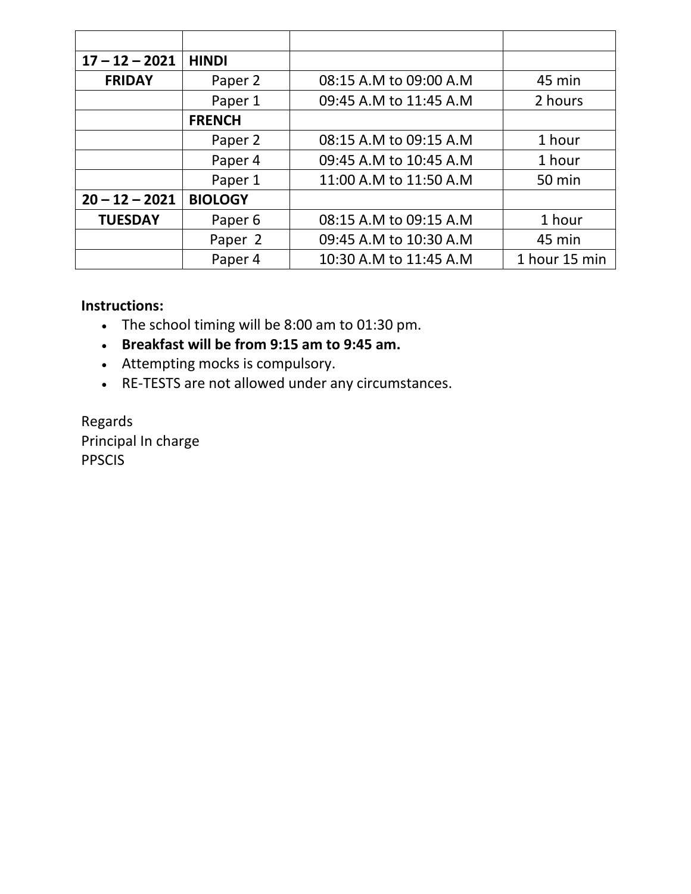| | | | |
|---|---|---|---|
| **17 – 12 – 2021** | **HINDI** | | |
| **FRIDAY** | Paper 2 | 08:15 A.M to 09:00 A.M | 45 min |
| | Paper 1 | 09:45 A.M to 11:45 A.M | 2 hours |
| | **FRENCH** | | |
| | Paper 2 | 08:15 A.M to 09:15 A.M | 1 hour |
| | Paper 4 | 09:45 A.M to 10:45 A.M | 1 hour |
| | Paper 1 | 11:00 A.M to 11:50 A.M | 50 min |
| **20 – 12 – 2021** | **BIOLOGY** | | |
| **TUESDAY** | Paper 6 | 08:15 A.M to 09:15 A.M | 1 hour |
| | Paper 2 | 09:45 A.M to 10:30 A.M | 45 min |
| | Paper 4 | 10:30 A.M to 11:45 A.M | 1 hour 15 min |

**Instructions:**

- The school timing will be 8:00 am to 01:30 pm.
- **Breakfast will be from 9:15 am to 9:45 am.**
- Attempting mocks is compulsory.
- RE-TESTS are not allowed under any circumstances.

Regards
Principal In charge
PPSCIS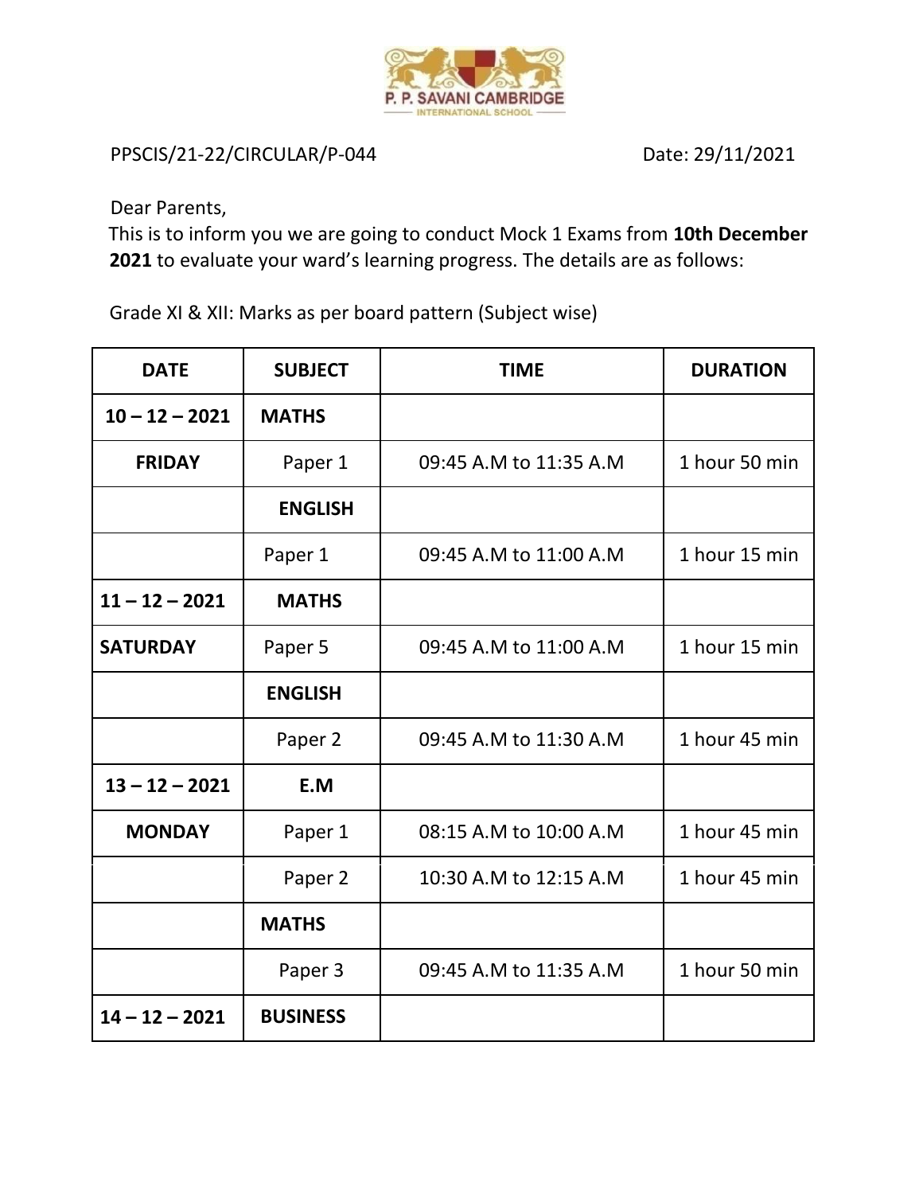P. P. SAVANI CAMBRIDGE INTERNATIONAL SCHOOL

PPSCIS/21-22/CIRCULAR/P-044

Date: 29/11/2021

Dear Parents,

This is to inform you we are going to conduct Mock 1 Exams from **10th December 2021** to evaluate your ward's learning progress. The details are as follows:

Grade XI & XII: Marks as per board pattern (Subject wise)

| DATE | SUBJECT | TIME | DURATION |
|---|---|---|---|
| **10 – 12 – 2021** | **MATHS** | | |
| **FRIDAY** | Paper 1 | 09:45 A.M to 11:35 A.M | 1 hour 50 min |
| | **ENGLISH** | | |
| | Paper 1 | 09:45 A.M to 11:00 A.M | 1 hour 15 min |
| **11 – 12 – 2021** | **MATHS** | | |
| **SATURDAY** | Paper 5 | 09:45 A.M to 11:00 A.M | 1 hour 15 min |
| | **ENGLISH** | | |
| | Paper 2 | 09:45 A.M to 11:30 A.M | 1 hour 45 min |
| **13 – 12 – 2021** | **E.M** | | |
| **MONDAY** | Paper 1 | 08:15 A.M to 10:00 A.M | 1 hour 45 min |
| | Paper 2 | 10:30 A.M to 12:15 A.M | 1 hour 45 min |
| | **MATHS** | | |
| | Paper 3 | 09:45 A.M to 11:35 A.M | 1 hour 50 min |
| **14 – 12 – 2021** | **BUSINESS** | | |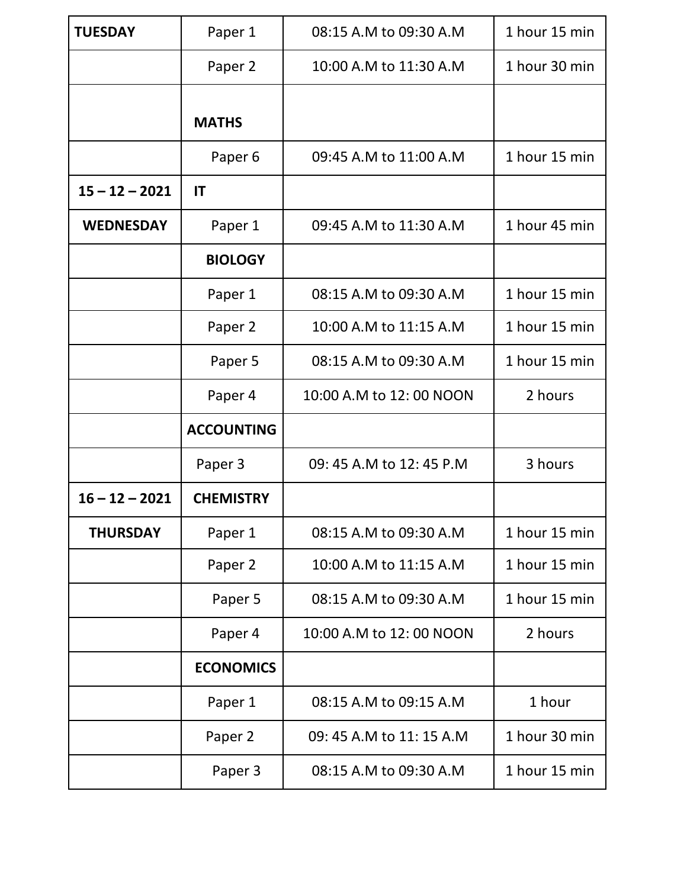| TUESDAY | Paper 1 | 08:15 A.M to 09:30 A.M | 1 hour 15 min |
|---|---|---|---|
| | Paper 2 | 10:00 A.M to 11:30 A.M | 1 hour 30 min |
| | **MATHS** | | |
| | Paper 6 | 09:45 A.M to 11:00 A.M | 1 hour 15 min |
| **15 – 12 – 2021** | **IT** | | |
| **WEDNESDAY** | Paper 1 | 09:45 A.M to 11:30 A.M | 1 hour 45 min |
| | **BIOLOGY** | | |
| | Paper 1 | 08:15 A.M to 09:30 A.M | 1 hour 15 min |
| | Paper 2 | 10:00 A.M to 11:15 A.M | 1 hour 15 min |
| | Paper 5 | 08:15 A.M to 09:30 A.M | 1 hour 15 min |
| | Paper 4 | 10:00 A.M to 12: 00 NOON | 2 hours |
| | **ACCOUNTING** | | |
| | Paper 3 | 09: 45 A.M to 12: 45 P.M | 3 hours |
| **16 – 12 – 2021** | **CHEMISTRY** | | |
| **THURSDAY** | Paper 1 | 08:15 A.M to 09:30 A.M | 1 hour 15 min |
| | Paper 2 | 10:00 A.M to 11:15 A.M | 1 hour 15 min |
| | Paper 5 | 08:15 A.M to 09:30 A.M | 1 hour 15 min |
| | Paper 4 | 10:00 A.M to 12: 00 NOON | 2 hours |
| | **ECONOMICS** | | |
| | Paper 1 | 08:15 A.M to 09:15 A.M | 1 hour |
| | Paper 2 | 09: 45 A.M to 11: 15 A.M | 1 hour 30 min |
| | Paper 3 | 08:15 A.M to 09:30 A.M | 1 hour 15 min |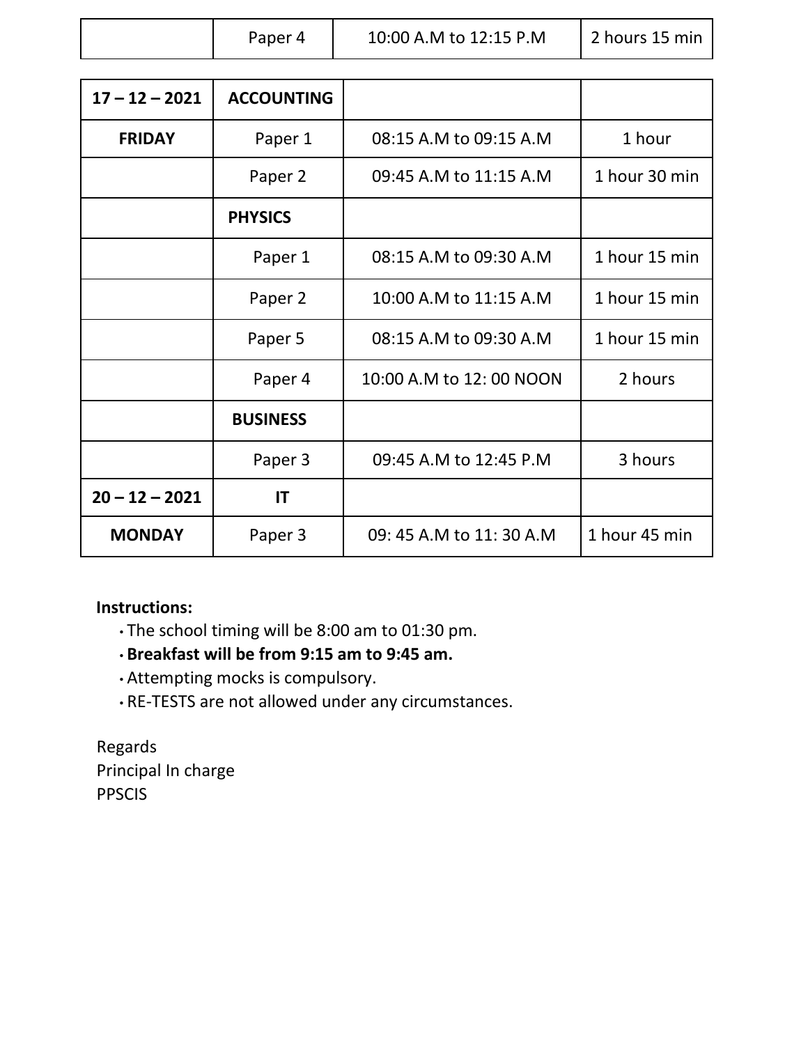| | | | |
|---|---|---|---|
| | Paper 4 | 10:00 A.M to 12:15 P.M | 2 hours 15 min |
| **17 – 12 – 2021** | **ACCOUNTING** | | |
| **FRIDAY** | Paper 1 | 08:15 A.M to 09:15 A.M | 1 hour |
| | Paper 2 | 09:45 A.M to 11:15 A.M | 1 hour 30 min |
| | **PHYSICS** | | |
| | Paper 1 | 08:15 A.M to 09:30 A.M | 1 hour 15 min |
| | Paper 2 | 10:00 A.M to 11:15 A.M | 1 hour 15 min |
| | Paper 5 | 08:15 A.M to 09:30 A.M | 1 hour 15 min |
| | Paper 4 | 10:00 A.M to 12: 00 NOON | 2 hours |
| | **BUSINESS** | | |
| | Paper 3 | 09:45 A.M to 12:45 P.M | 3 hours |
| **20 – 12 – 2021** | **IT** | | |
| **MONDAY** | Paper 3 | 09: 45 A.M to 11: 30 A.M | 1 hour 45 min |

**Instructions:**

- The school timing will be 8:00 am to 01:30 pm.
- **Breakfast will be from 9:15 am to 9:45 am.**
- Attempting mocks is compulsory.
- RE-TESTS are not allowed under any circumstances.

Regards
Principal In charge
PPSCIS